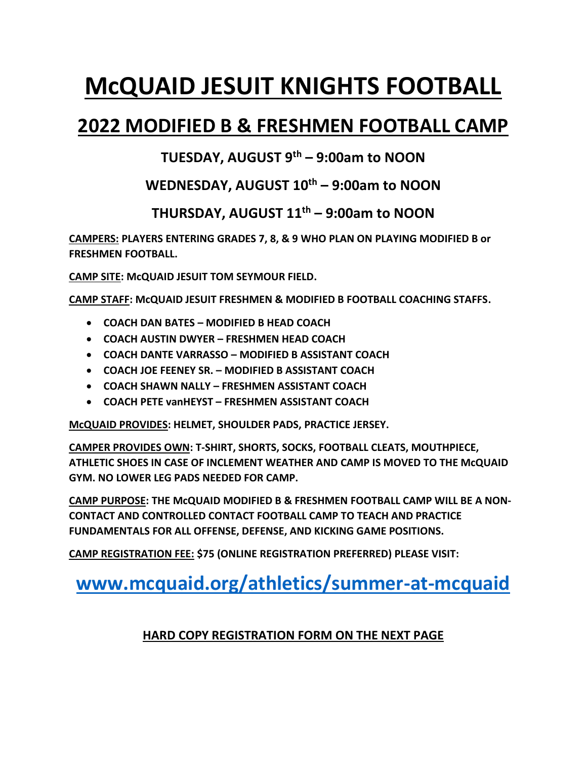# McQUAID JESUIT KNIGHTS FOOTBALL

## 2022 MODIFIED B & FRESHMEN FOOTBALL CAMP

### TUESDAY, AUGUST 9th – 9:00am to NOON

### WEDNESDAY, AUGUST 10th – 9:00am to NOON

### THURSDAY, AUGUST 11th – 9:00am to NOON

**CAMPERS: PLAYERS ENTERING GRADES 7, 8, & 9 WHO PLAN ON PLAYING MODIFIED B or FRESHMEN FOOTBALL.**

**CAMP SITE: McQUAID JESUIT TOM SEYMOUR FIELD.**

**CAMP STAFF: McQUAID JESUIT FRESHMEN & MODIFIED B FOOTBALL COACHING STAFFS.**

- **COACH DAN BATES – MODIFIED B HEAD COACH**
- **COACH AUSTIN DWYER – FRESHMEN HEAD COACH**
- **COACH DANTE VARRASSO – MODIFIED B ASSISTANT COACH**
- **COACH JOE FEENEY SR. – MODIFIED B ASSISTANT COACH**
- **COACH SHAWN NALLY – FRESHMEN ASSISTANT COACH**
- **COACH PETE vanHEYST – FRESHMEN ASSISTANT COACH**

**McQUAID PROVIDES: HELMET, SHOULDER PADS, PRACTICE JERSEY.**

**CAMPER PROVIDES OWN: T-SHIRT, SHORTS, SOCKS, FOOTBALL CLEATS, MOUTHPIECE, ATHLETIC SHOES IN CASE OF INCLEMENT WEATHER AND CAMP IS MOVED TO THE McQUAID GYM. NO LOWER LEG PADS NEEDED FOR CAMP.**

**CAMP PURPOSE: THE McQUAID MODIFIED B & FRESHMEN FOOTBALL CAMP WILL BE A NON-CONTACT AND CONTROLLED CONTACT FOOTBALL CAMP TO TEACH AND PRACTICE FUNDAMENTALS FOR ALL OFFENSE, DEFENSE, AND KICKING GAME POSITIONS.**

**CAMP REGISTRATION FEE: $75 (ONLINE REGISTRATION PREFERRED) PLEASE VISIT:**

## www.mcquaid.org/athletics/summer-at-mcquaid

**HARD COPY REGISTRATION FORM ON THE NEXT PAGE**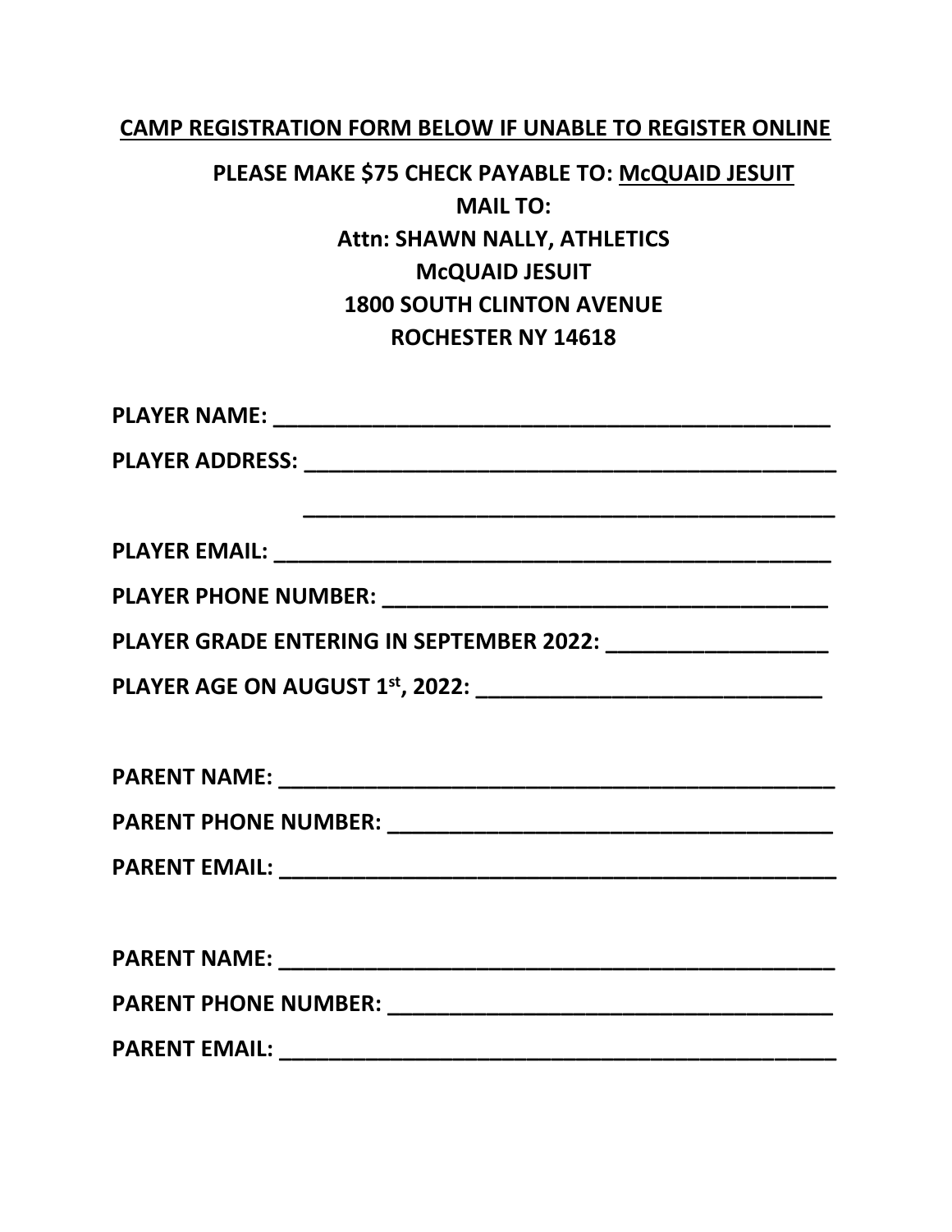**CAMP REGISTRATION FORM BELOW IF UNABLE TO REGISTER ONLINE**

**PLEASE MAKE $75 CHECK PAYABLE TO: McQUAID JESUIT**

**MAIL TO:**

**Attn: SHAWN NALLY, ATHLETICS**

**McQUAID JESUIT**

**1800 SOUTH CLINTON AVENUE**

**ROCHESTER NY 14618**

**PLAYER NAME:** ______________________________________________

**PLAYER ADDRESS:** ___________________________________________

______________________________________________

**PLAYER EMAIL:** _____________________________________________

**PLAYER PHONE NUMBER:** _____________________________________

**PLAYER GRADE ENTERING IN SEPTEMBER 2022:** _________________

**PLAYER AGE ON AUGUST 1st, 2022:** ___________________________

**PARENT NAME:** ______________________________________________

**PARENT PHONE NUMBER:** _____________________________________

**PARENT EMAIL:** _____________________________________________

**PARENT NAME:** ______________________________________________

**PARENT PHONE NUMBER:** _____________________________________

**PARENT EMAIL:** _____________________________________________